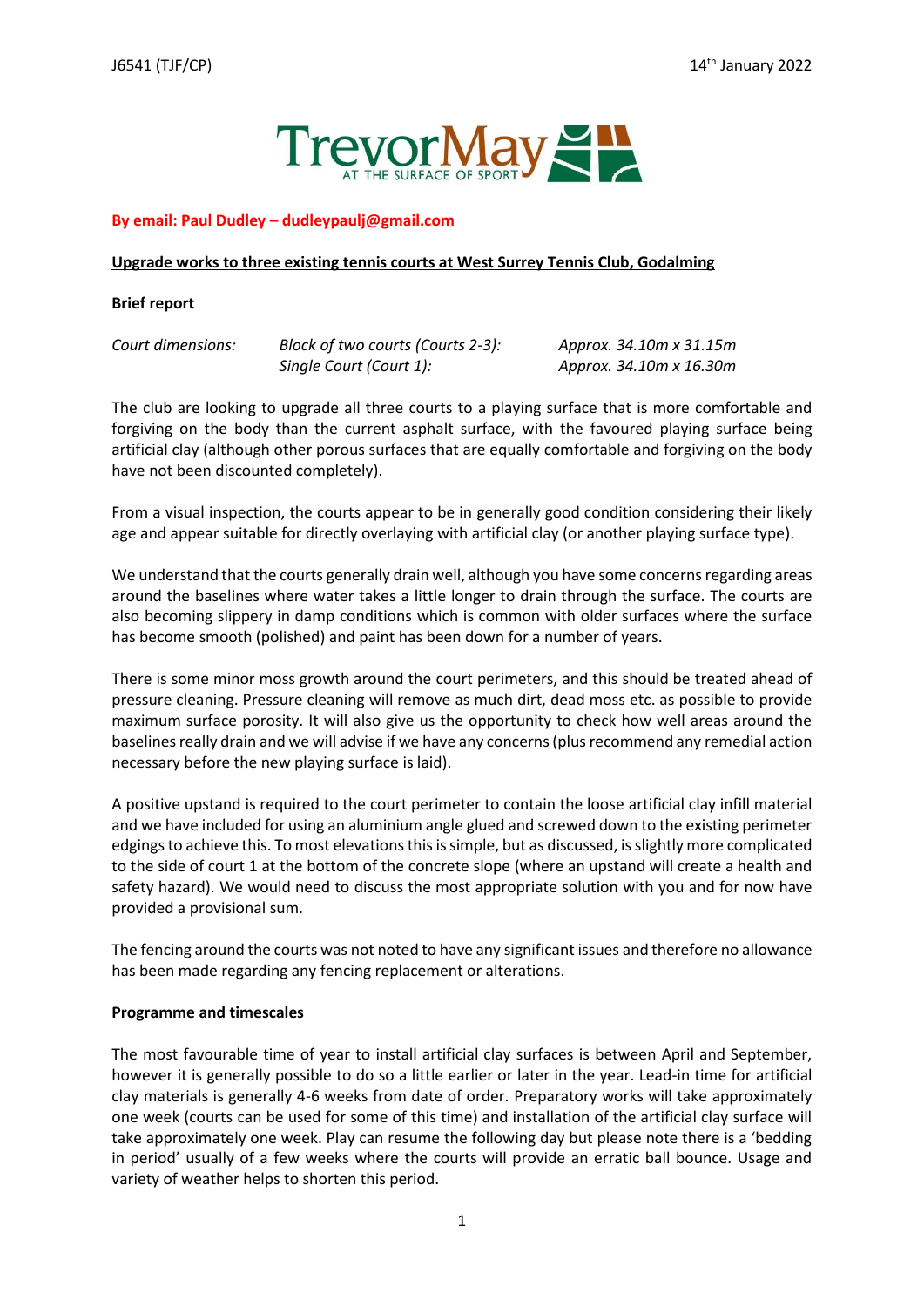J6541 (TJF/CP) 14th January 2022

**By email: Paul Dudley – dudleypaulj@gmail.com**

**Upgrade works to three existing tennis courts at West Surrey Tennis Club, Godalming**

**Brief report**

| *Court dimensions:* | *Block of two courts (Courts 2-3):* | *Approx. 34.10m x 31.15m* |
|---|---|---|
| | *Single Court (Court 1):* | *Approx. 34.10m x 16.30m* |

The club are looking to upgrade all three courts to a playing surface that is more comfortable and forgiving on the body than the current asphalt surface, with the favoured playing surface being artificial clay (although other porous surfaces that are equally comfortable and forgiving on the body have not been discounted completely).

From a visual inspection, the courts appear to be in generally good condition considering their likely age and appear suitable for directly overlaying with artificial clay (or another playing surface type).

We understand that the courts generally drain well, although you have some concerns regarding areas around the baselines where water takes a little longer to drain through the surface. The courts are also becoming slippery in damp conditions which is common with older surfaces where the surface has become smooth (polished) and paint has been down for a number of years.

There is some minor moss growth around the court perimeters, and this should be treated ahead of pressure cleaning. Pressure cleaning will remove as much dirt, dead moss etc. as possible to provide maximum surface porosity. It will also give us the opportunity to check how well areas around the baselines really drain and we will advise if we have any concerns (plus recommend any remedial action necessary before the new playing surface is laid).

A positive upstand is required to the court perimeter to contain the loose artificial clay infill material and we have included for using an aluminium angle glued and screwed down to the existing perimeter edgings to achieve this. To most elevations this is simple, but as discussed, is slightly more complicated to the side of court 1 at the bottom of the concrete slope (where an upstand will create a health and safety hazard). We would need to discuss the most appropriate solution with you and for now have provided a provisional sum.

The fencing around the courts was not noted to have any significant issues and therefore no allowance has been made regarding any fencing replacement or alterations.

**Programme and timescales**

The most favourable time of year to install artificial clay surfaces is between April and September, however it is generally possible to do so a little earlier or later in the year. Lead-in time for artificial clay materials is generally 4-6 weeks from date of order. Preparatory works will take approximately one week (courts can be used for some of this time) and installation of the artificial clay surface will take approximately one week. Play can resume the following day but please note there is a 'bedding in period' usually of a few weeks where the courts will provide an erratic ball bounce. Usage and variety of weather helps to shorten this period.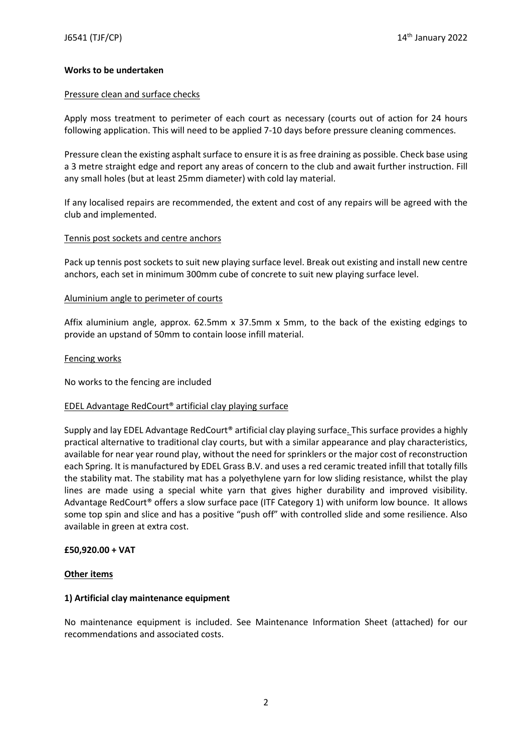**Works to be undertaken**

Pressure clean and surface checks

Apply moss treatment to perimeter of each court as necessary (courts out of action for 24 hours following application. This will need to be applied 7-10 days before pressure cleaning commences.

Pressure clean the existing asphalt surface to ensure it is as free draining as possible. Check base using a 3 metre straight edge and report any areas of concern to the club and await further instruction. Fill any small holes (but at least 25mm diameter) with cold lay material.

If any localised repairs are recommended, the extent and cost of any repairs will be agreed with the club and implemented.

Tennis post sockets and centre anchors

Pack up tennis post sockets to suit new playing surface level. Break out existing and install new centre anchors, each set in minimum 300mm cube of concrete to suit new playing surface level.

Aluminium angle to perimeter of courts

Affix aluminium angle, approx. 62.5mm x 37.5mm x 5mm, to the back of the existing edgings to provide an upstand of 50mm to contain loose infill material.

Fencing works

No works to the fencing are included

EDEL Advantage RedCourt® artificial clay playing surface

Supply and lay EDEL Advantage RedCourt® artificial clay playing surface. This surface provides a highly practical alternative to traditional clay courts, but with a similar appearance and play characteristics, available for near year round play, without the need for sprinklers or the major cost of reconstruction each Spring. It is manufactured by EDEL Grass B.V. and uses a red ceramic treated infill that totally fills the stability mat. The stability mat has a polyethylene yarn for low sliding resistance, whilst the play lines are made using a special white yarn that gives higher durability and improved visibility. Advantage RedCourt® offers a slow surface pace (ITF Category 1) with uniform low bounce. It allows some top spin and slice and has a positive "push off" with controlled slide and some resilience. Also available in green at extra cost.

**£50,920.00 + VAT**

**Other items**

**1) Artificial clay maintenance equipment**

No maintenance equipment is included. See Maintenance Information Sheet (attached) for our recommendations and associated costs.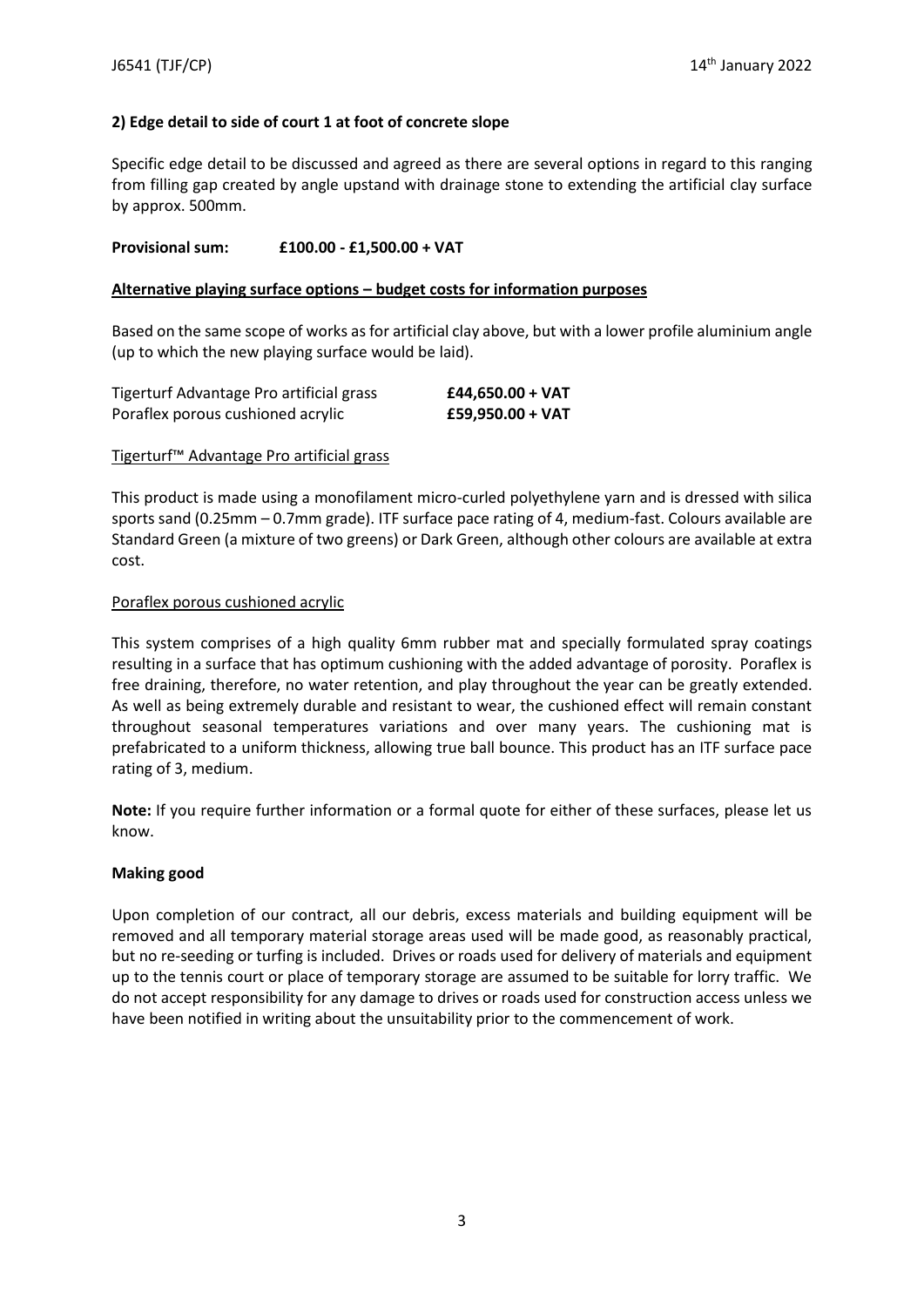**2) Edge detail to side of court 1 at foot of concrete slope**

Specific edge detail to be discussed and agreed as there are several options in regard to this ranging from filling gap created by angle upstand with drainage stone to extending the artificial clay surface by approx. 500mm.

**Provisional sum: £100.00 - £1,500.00 + VAT**

**Alternative playing surface options – budget costs for information purposes**

Based on the same scope of works as for artificial clay above, but with a lower profile aluminium angle (up to which the new playing surface would be laid).

| | |
|---|---|
| Tigerturf Advantage Pro artificial grass | **£44,650.00 + VAT** |
| Poraflex porous cushioned acrylic | **£59,950.00 + VAT** |

Tigerturf™ Advantage Pro artificial grass

This product is made using a monofilament micro-curled polyethylene yarn and is dressed with silica sports sand (0.25mm – 0.7mm grade). ITF surface pace rating of 4, medium-fast. Colours available are Standard Green (a mixture of two greens) or Dark Green, although other colours are available at extra cost.

Poraflex porous cushioned acrylic

This system comprises of a high quality 6mm rubber mat and specially formulated spray coatings resulting in a surface that has optimum cushioning with the added advantage of porosity. Poraflex is free draining, therefore, no water retention, and play throughout the year can be greatly extended. As well as being extremely durable and resistant to wear, the cushioned effect will remain constant throughout seasonal temperatures variations and over many years. The cushioning mat is prefabricated to a uniform thickness, allowing true ball bounce. This product has an ITF surface pace rating of 3, medium.

**Note:** If you require further information or a formal quote for either of these surfaces, please let us know.

**Making good**

Upon completion of our contract, all our debris, excess materials and building equipment will be removed and all temporary material storage areas used will be made good, as reasonably practical, but no re-seeding or turfing is included. Drives or roads used for delivery of materials and equipment up to the tennis court or place of temporary storage are assumed to be suitable for lorry traffic. We do not accept responsibility for any damage to drives or roads used for construction access unless we have been notified in writing about the unsuitability prior to the commencement of work.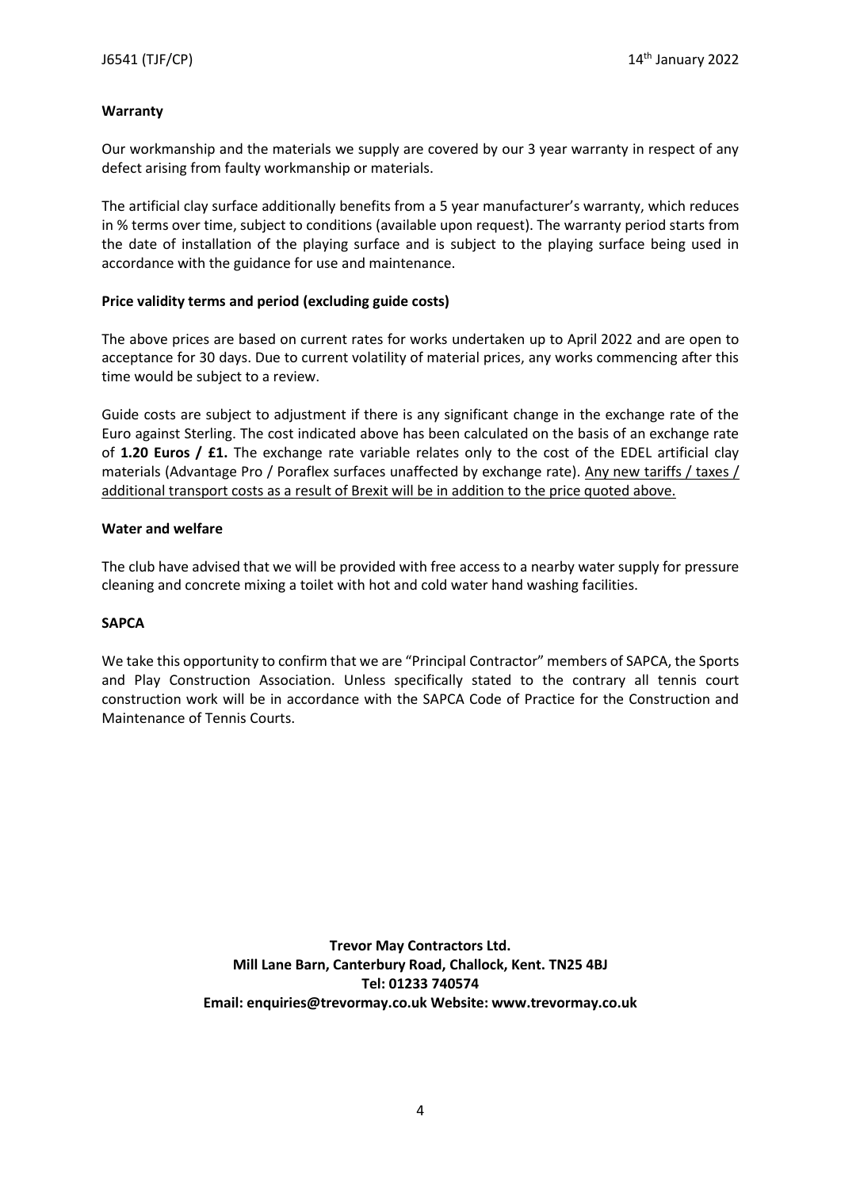**Warranty**

Our workmanship and the materials we supply are covered by our 3 year warranty in respect of any defect arising from faulty workmanship or materials.

The artificial clay surface additionally benefits from a 5 year manufacturer's warranty, which reduces in % terms over time, subject to conditions (available upon request). The warranty period starts from the date of installation of the playing surface and is subject to the playing surface being used in accordance with the guidance for use and maintenance.

**Price validity terms and period (excluding guide costs)**

The above prices are based on current rates for works undertaken up to April 2022 and are open to acceptance for 30 days. Due to current volatility of material prices, any works commencing after this time would be subject to a review.

Guide costs are subject to adjustment if there is any significant change in the exchange rate of the Euro against Sterling. The cost indicated above has been calculated on the basis of an exchange rate of **1.20 Euros / £1.** The exchange rate variable relates only to the cost of the EDEL artificial clay materials (Advantage Pro / Poraflex surfaces unaffected by exchange rate). <u>Any new tariffs / taxes / additional transport costs as a result of Brexit will be in addition to the price quoted above.</u>

**Water and welfare**

The club have advised that we will be provided with free access to a nearby water supply for pressure cleaning and concrete mixing a toilet with hot and cold water hand washing facilities.

**SAPCA**

We take this opportunity to confirm that we are "Principal Contractor" members of SAPCA, the Sports and Play Construction Association. Unless specifically stated to the contrary all tennis court construction work will be in accordance with the SAPCA Code of Practice for the Construction and Maintenance of Tennis Courts.

**Trevor May Contractors Ltd.**
**Mill Lane Barn, Canterbury Road, Challock, Kent. TN25 4BJ**
**Tel: 01233 740574**
**Email: enquiries@trevormay.co.uk Website: www.trevormay.co.uk**